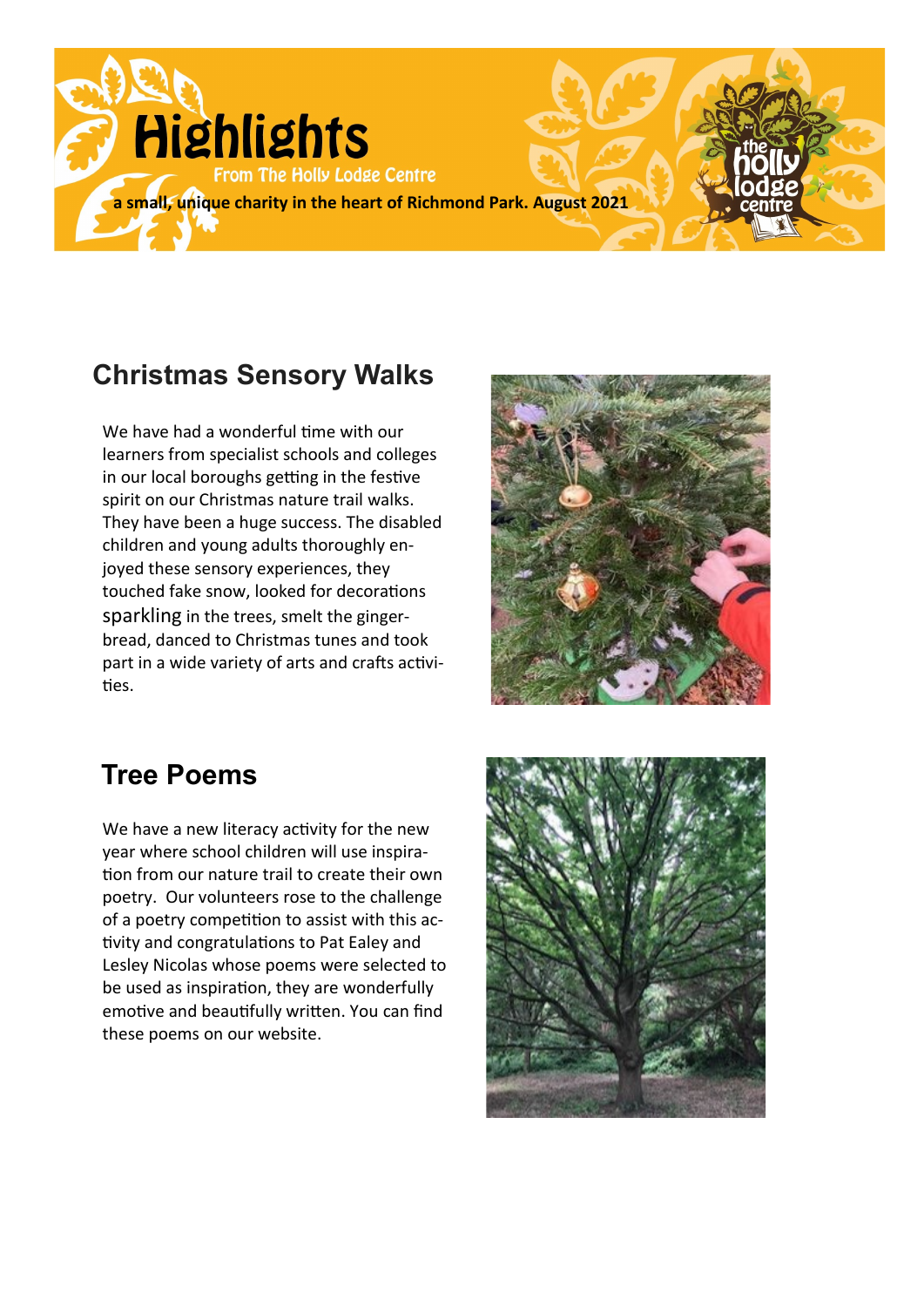# Highlights

From The Holly Lodge Centre

**a small, unique charity in the heart of Richmond Park. August 2021**

## Christmas Sensory Walks

We have had a wonderful time with our learners from specialist schools and colleges in our local boroughs getting in the festive spirit on our Christmas nature trail walks. They have been a huge success. The disabled children and young adults thoroughly enjoyed these sensory experiences, they touched fake snow, looked for decorations sparkling in the trees, smelt the gingerbread, danced to Christmas tunes and took part in a wide variety of arts and crafts activities.

## Tree Poems

We have a new literacy activity for the new year where school children will use inspiration from our nature trail to create their own poetry. Our volunteers rose to the challenge of a poetry competition to assist with this activity and congratulations to Pat Ealey and Lesley Nicolas whose poems were selected to be used as inspiration, they are wonderfully emotive and beautifully written. You can find these poems on our website.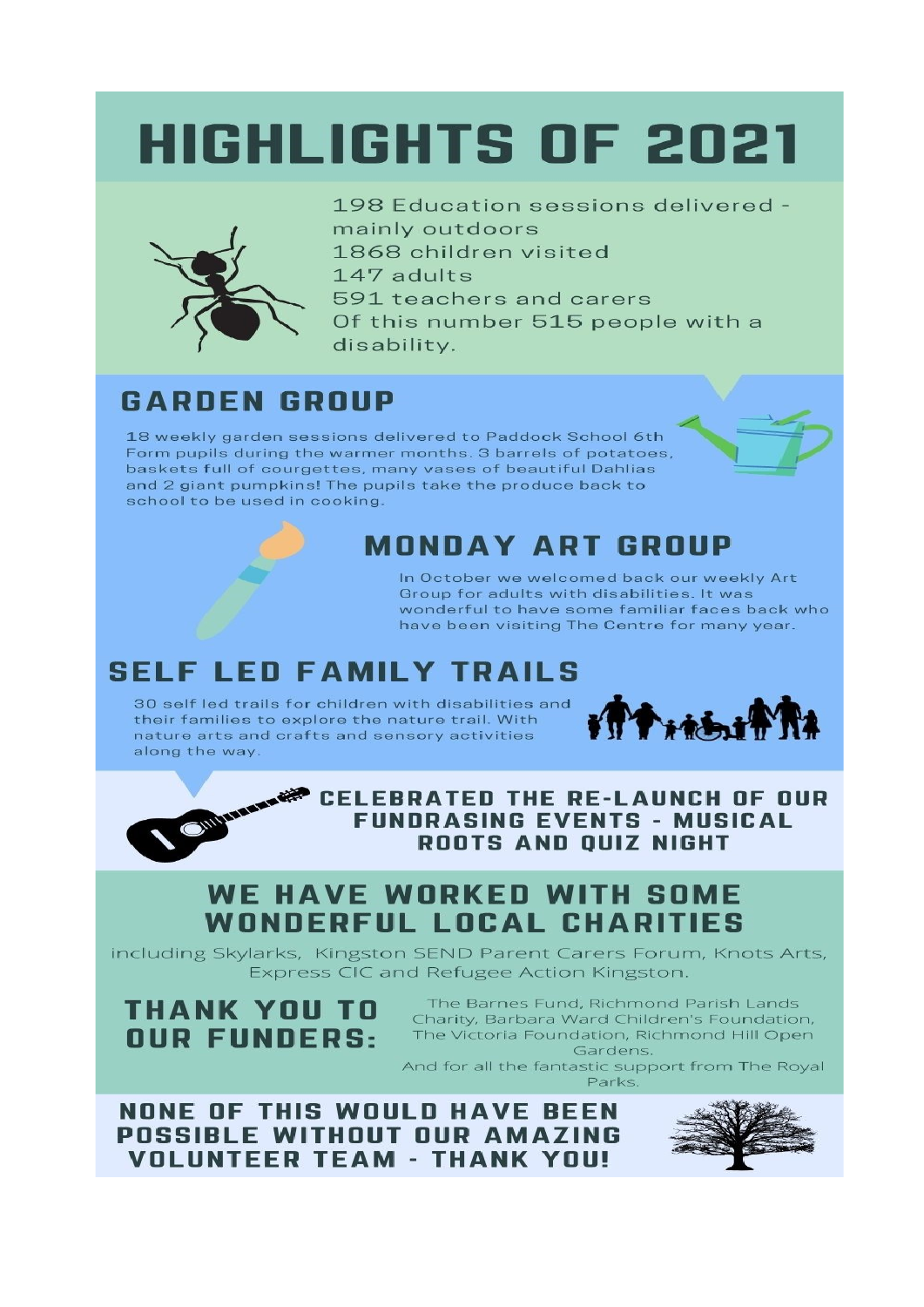# HIGHLIGHTS OF 2021

198 Education sessions delivered - mainly outdoors
1868 children visited
147 adults
591 teachers and carers
Of this number 515 people with a disability.

## GARDEN GROUP

18 weekly garden sessions delivered to Paddock School 6th Form pupils during the warmer months. 3 barrels of potatoes, baskets full of courgettes, many vases of beautiful Dahlias and 2 giant pumpkins! The pupils take the produce back to school to be used in cooking.

## MONDAY ART GROUP

In October we welcomed back our weekly Art Group for adults with disabilities. It was wonderful to have some familiar faces back who have been visiting The Centre for many year.

## SELF LED FAMILY TRAILS

30 self led trails for children with disabilities and their families to explore the nature trail. With nature arts and crafts and sensory activities along the way.

## CELEBRATED THE RE-LAUNCH OF OUR FUNDRASING EVENTS - MUSICAL ROOTS AND QUIZ NIGHT

## WE HAVE WORKED WITH SOME WONDERFUL LOCAL CHARITIES

including Skylarks, Kingston SEND Parent Carers Forum, Knots Arts, Express CIC and Refugee Action Kingston.

## THANK YOU TO OUR FUNDERS:

The Barnes Fund, Richmond Parish Lands Charity, Barbara Ward Children's Foundation, The Victoria Foundation, Richmond Hill Open Gardens.
And for all the fantastic support from The Royal Parks.

## NONE OF THIS WOULD HAVE BEEN POSSIBLE WITHOUT OUR AMAZING VOLUNTEER TEAM - THANK YOU!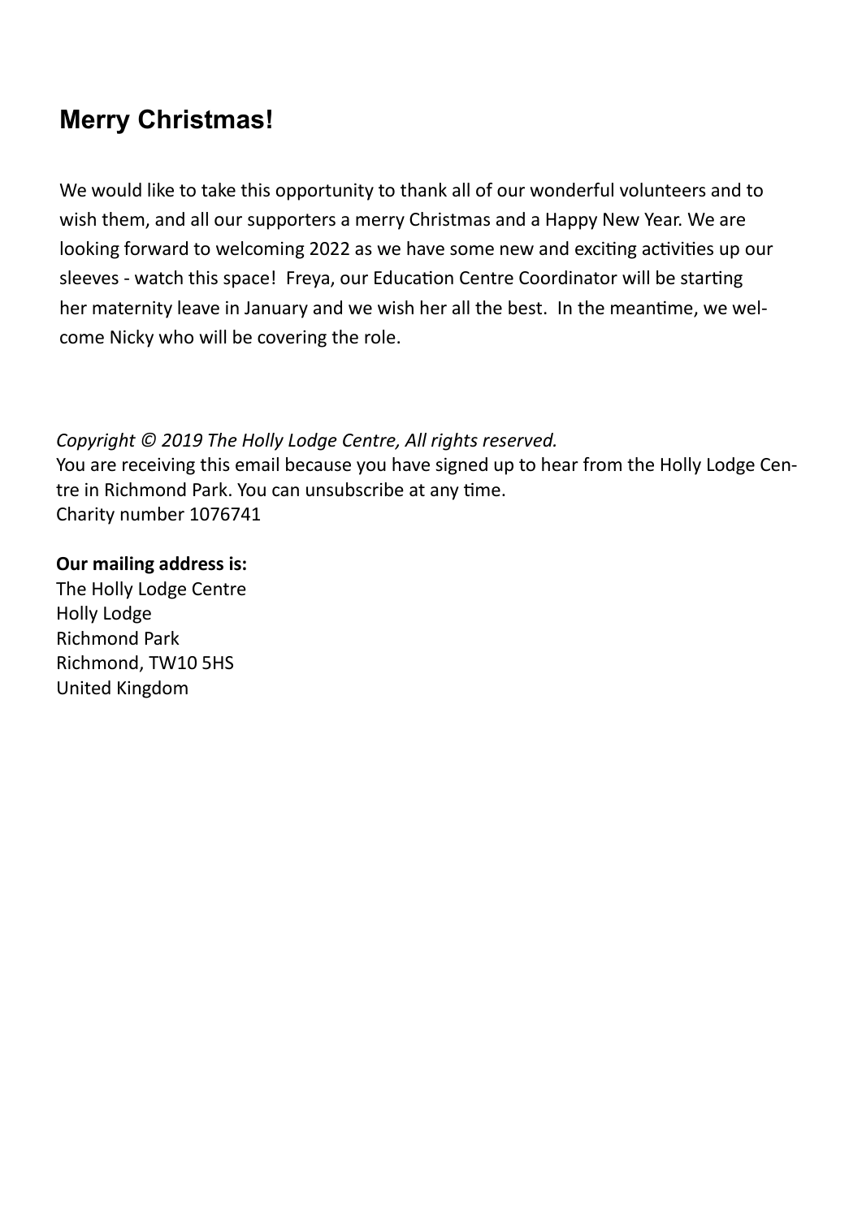## Merry Christmas!

We would like to take this opportunity to thank all of our wonderful volunteers and to wish them, and all our supporters a merry Christmas and a Happy New Year. We are looking forward to welcoming 2022 as we have some new and exciting activities up our sleeves - watch this space! Freya, our Education Centre Coordinator will be starting her maternity leave in January and we wish her all the best. In the meantime, we welcome Nicky who will be covering the role.

*Copyright © 2019 The Holly Lodge Centre, All rights reserved.*
You are receiving this email because you have signed up to hear from the Holly Lodge Centre in Richmond Park. You can unsubscribe at any time.
Charity number 1076741

**Our mailing address is:**
The Holly Lodge Centre
Holly Lodge
Richmond Park
Richmond, TW10 5HS
United Kingdom